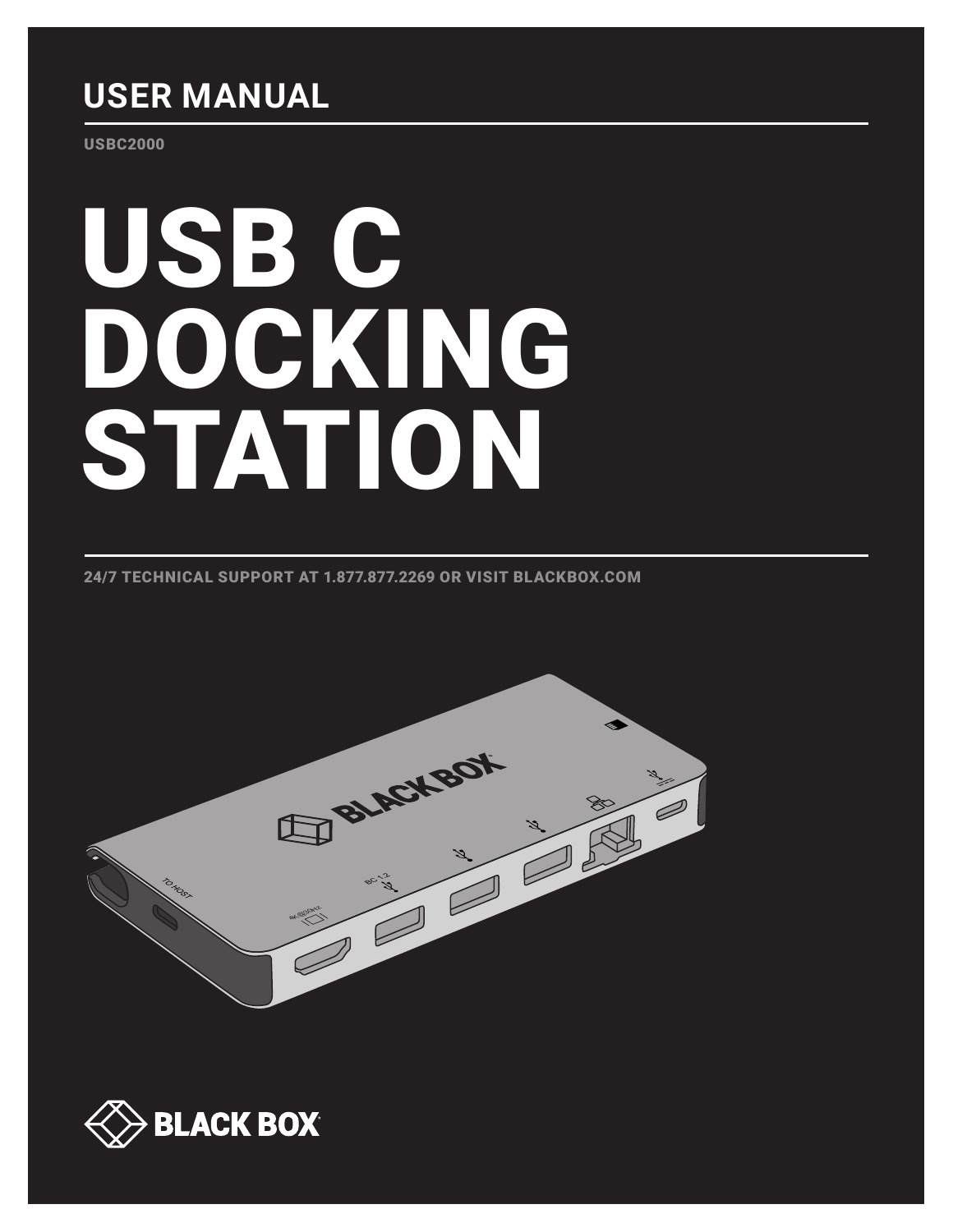## USER MANUAL

USBC2000

# USB C DOCKING STATION

24/7 TECHNICAL SUPPORT AT 1.877.877.2269 OR VISIT BLACKBOX.COM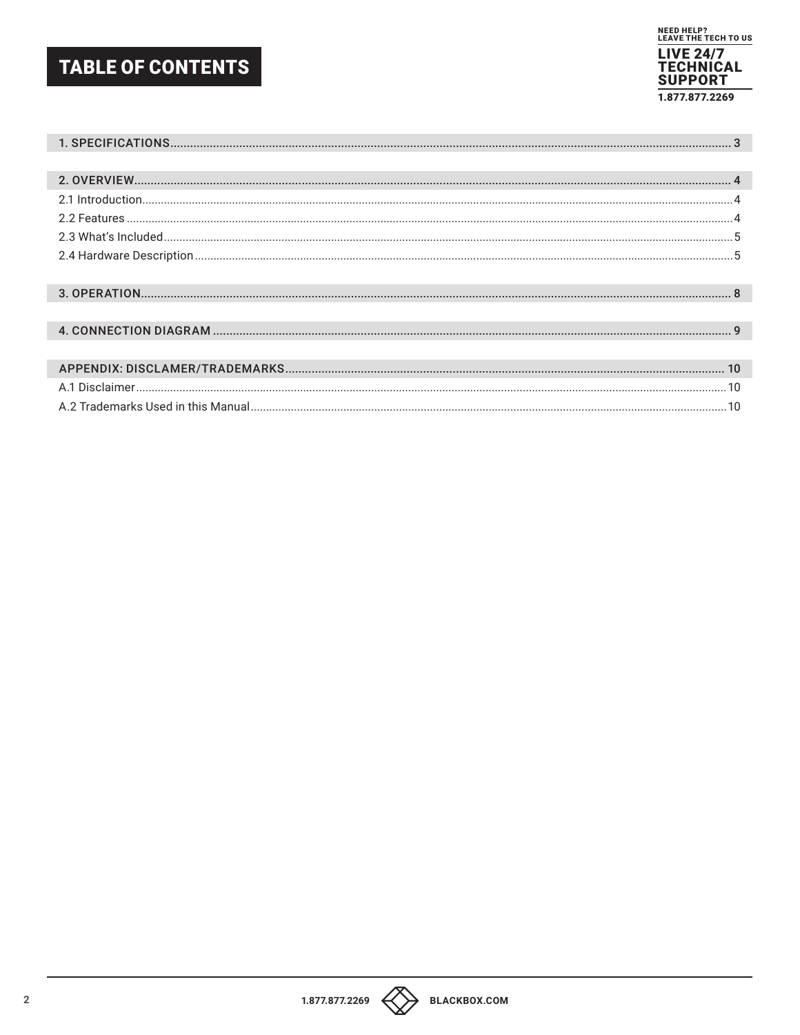# TABLE OF CONTENTS

NEED HELP?
LEAVE THE TECH TO US

LIVE 24/7
TECHNICAL SUPPORT

1.877.877.2269

1. SPECIFICATIONS.......................................................... 3

2. OVERVIEW.......................................................... 4

2.1 Introduction.......................................................... 4

2.2 Features.......................................................... 4

2.3 What's Included.......................................................... 5

2.4 Hardware Description.......................................................... 5

3. OPERATION.......................................................... 8

4. CONNECTION DIAGRAM.......................................................... 9

APPENDIX: DISCLAMER/TRADEMARKS.......................................................... 10

A.1 Disclaimer.......................................................... 10

A.2 Trademarks Used in this Manual.......................................................... 10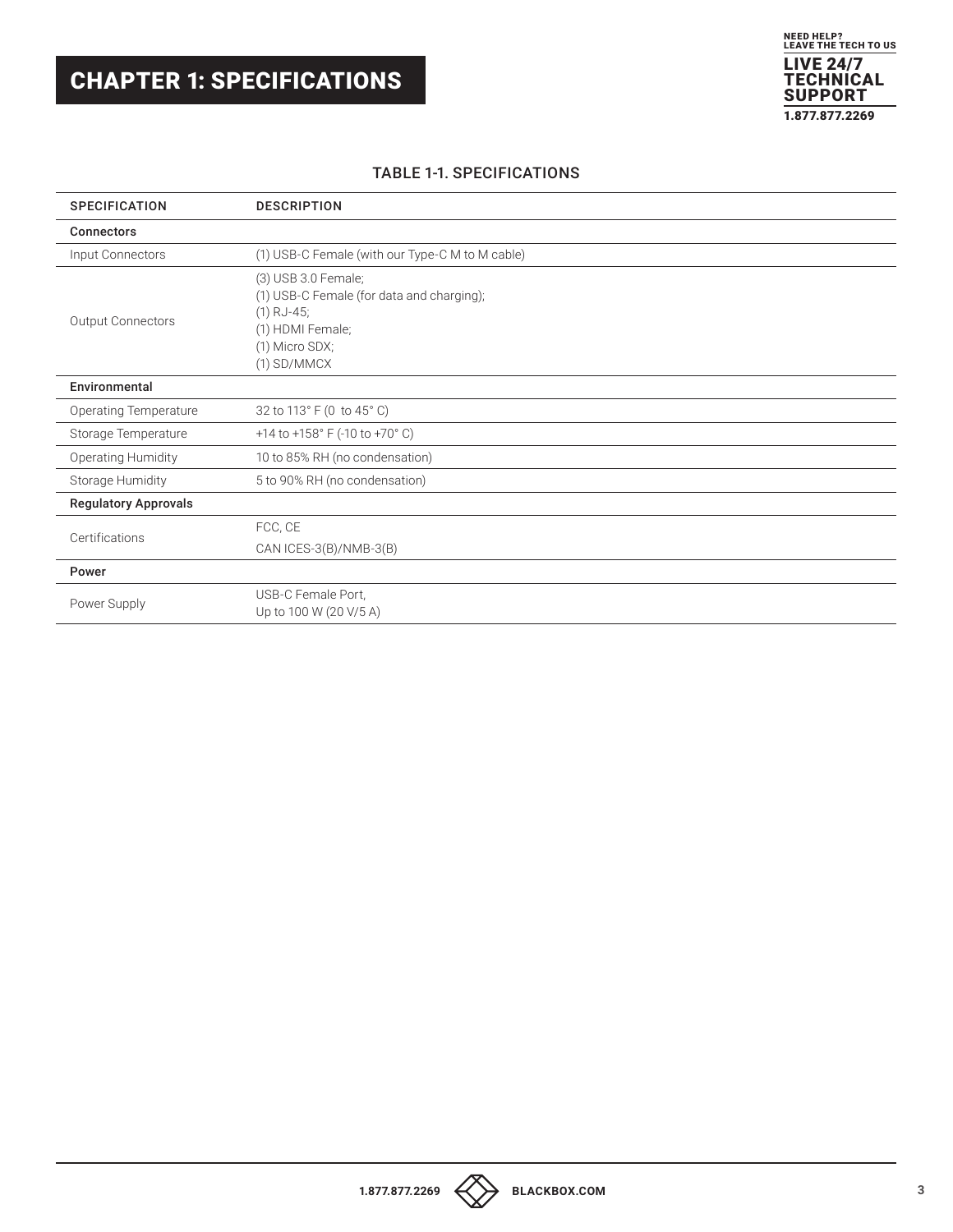# CHAPTER 1: SPECIFICATIONS

TABLE 1-1. SPECIFICATIONS

| SPECIFICATION | DESCRIPTION |
| --- | --- |
| **Connectors** | |
| Input Connectors | (1) USB-C Female (with our Type-C M to M cable) |
| Output Connectors | (3) USB 3.0 Female;<br>(1) USB-C Female (for data and charging);<br>(1) RJ-45;<br>(1) HDMI Female;<br>(1) Micro SDX;<br>(1) SD/MMCX |
| **Environmental** | |
| Operating Temperature | 32 to 113° F (0 to 45° C) |
| Storage Temperature | +14 to +158° F (-10 to +70° C) |
| Operating Humidity | 10 to 85% RH (no condensation) |
| Storage Humidity | 5 to 90% RH (no condensation) |
| **Regulatory Approvals** | |
| Certifications | FCC, CE<br>CAN ICES-3(B)/NMB-3(B) |
| **Power** | |
| Power Supply | USB-C Female Port,<br>Up to 100 W (20 V/5 A) |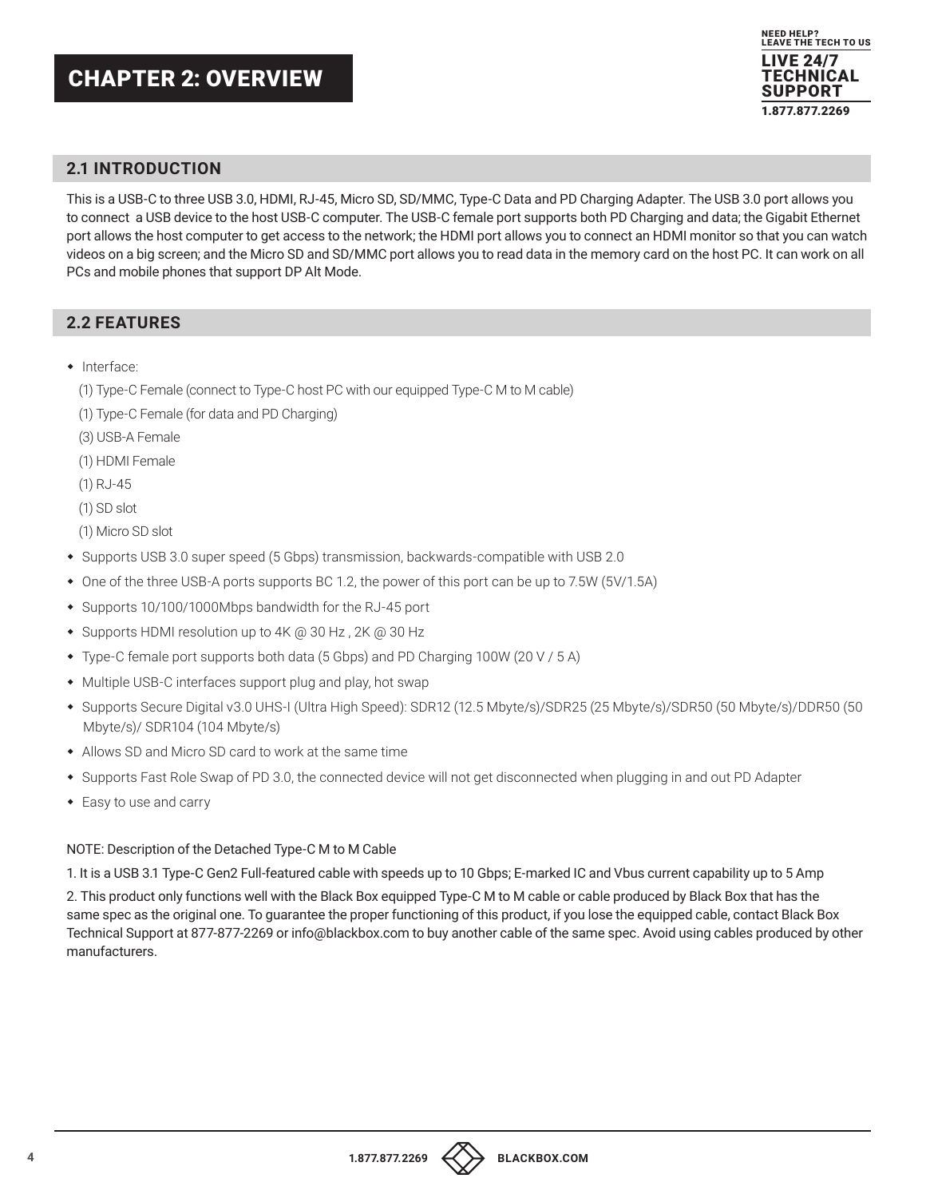# CHAPTER 2: OVERVIEW

## 2.1 INTRODUCTION

This is a USB-C to three USB 3.0, HDMI, RJ-45, Micro SD, SD/MMC, Type-C Data and PD Charging Adapter. The USB 3.0 port allows you to connect a USB device to the host USB-C computer. The USB-C female port supports both PD Charging and data; the Gigabit Ethernet port allows the host computer to get access to the network; the HDMI port allows you to connect an HDMI monitor so that you can watch videos on a big screen; and the Micro SD and SD/MMC port allows you to read data in the memory card on the host PC. It can work on all PCs and mobile phones that support DP Alt Mode.

## 2.2 FEATURES

- Interface:
  - (1) Type-C Female (connect to Type-C host PC with our equipped Type-C M to M cable)
  - (1) Type-C Female (for data and PD Charging)
  - (3) USB-A Female
  - (1) HDMI Female
  - (1) RJ-45
  - (1) SD slot
  - (1) Micro SD slot
- Supports USB 3.0 super speed (5 Gbps) transmission, backwards-compatible with USB 2.0
- One of the three USB-A ports supports BC 1.2, the power of this port can be up to 7.5W (5V/1.5A)
- Supports 10/100/1000Mbps bandwidth for the RJ-45 port
- Supports HDMI resolution up to 4K @ 30 Hz , 2K @ 30 Hz
- Type-C female port supports both data (5 Gbps) and PD Charging 100W (20 V / 5 A)
- Multiple USB-C interfaces support plug and play, hot swap
- Supports Secure Digital v3.0 UHS-I (Ultra High Speed): SDR12 (12.5 Mbyte/s)/SDR25 (25 Mbyte/s)/SDR50 (50 Mbyte/s)/DDR50 (50 Mbyte/s)/ SDR104 (104 Mbyte/s)
- Allows SD and Micro SD card to work at the same time
- Supports Fast Role Swap of PD 3.0, the connected device will not get disconnected when plugging in and out PD Adapter
- Easy to use and carry

NOTE: Description of the Detached Type-C M to M Cable

1. It is a USB 3.1 Type-C Gen2 Full-featured cable with speeds up to 10 Gbps; E-marked IC and Vbus current capability up to 5 Amp
2. This product only functions well with the Black Box equipped Type-C M to M cable or cable produced by Black Box that has the same spec as the original one. To guarantee the proper functioning of this product, if you lose the equipped cable, contact Black Box Technical Support at 877-877-2269 or info@blackbox.com to buy another cable of the same spec. Avoid using cables produced by other manufacturers.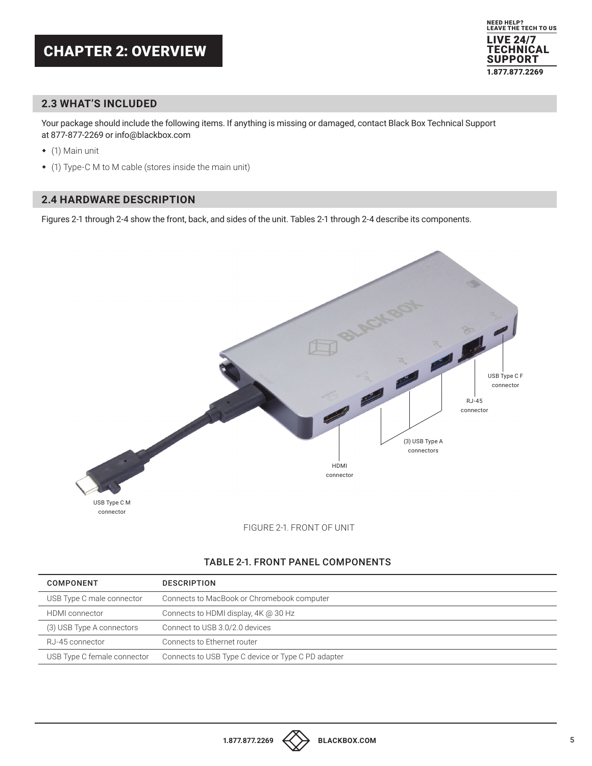# CHAPTER 2: OVERVIEW

## 2.3 WHAT'S INCLUDED

Your package should include the following items. If anything is missing or damaged, contact Black Box Technical Support at 877-877-2269 or info@blackbox.com

- (1) Main unit
- (1) Type-C M to M cable (stores inside the main unit)

## 2.4 HARDWARE DESCRIPTION

Figures 2-1 through 2-4 show the front, back, and sides of the unit. Tables 2-1 through 2-4 describe its components.

USB Type C F connector

RJ-45 connector

(3) USB Type A connectors

HDMI connector

USB Type C M connector

FIGURE 2-1. FRONT OF UNIT

TABLE 2-1. FRONT PANEL COMPONENTS

| COMPONENT | DESCRIPTION |
|---|---|
| USB Type C male connector | Connects to MacBook or Chromebook computer |
| HDMI connector | Connects to HDMI display, 4K @ 30 Hz |
| (3) USB Type A connectors | Connect to USB 3.0/2.0 devices |
| RJ-45 connector | Connects to Ethernet router |
| USB Type C female connector | Connects to USB Type C device or Type C PD adapter |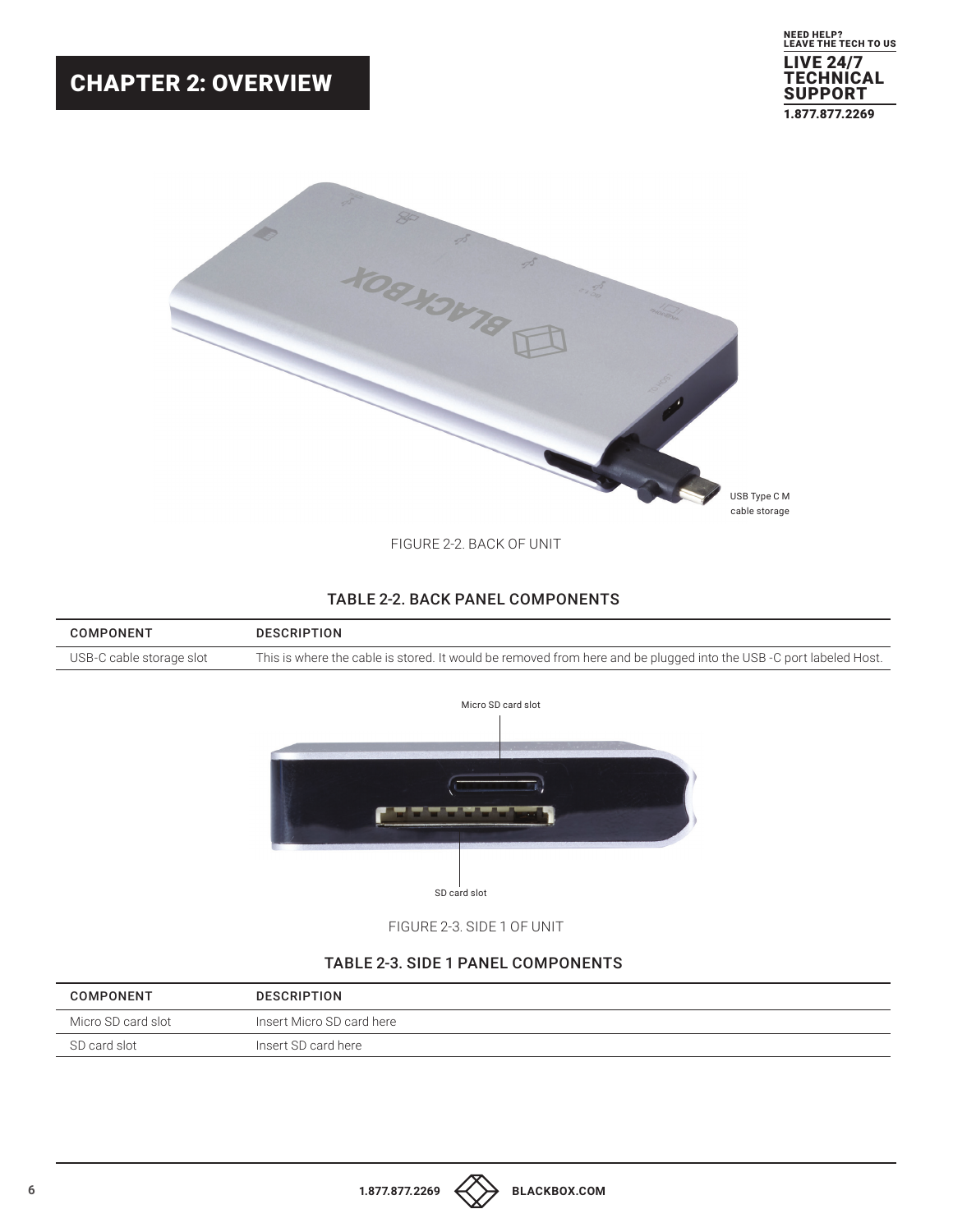# CHAPTER 2: OVERVIEW

USB Type C M cable storage

FIGURE 2-2. BACK OF UNIT

### TABLE 2-2. BACK PANEL COMPONENTS

| COMPONENT | DESCRIPTION |
|---|---|
| USB-C cable storage slot | This is where the cable is stored. It would be removed from here and be plugged into the USB -C port labeled Host. |

Micro SD card slot

SD card slot

FIGURE 2-3. SIDE 1 OF UNIT

### TABLE 2-3. SIDE 1 PANEL COMPONENTS

| COMPONENT | DESCRIPTION |
|---|---|
| Micro SD card slot | Insert Micro SD card here |
| SD card slot | Insert SD card here |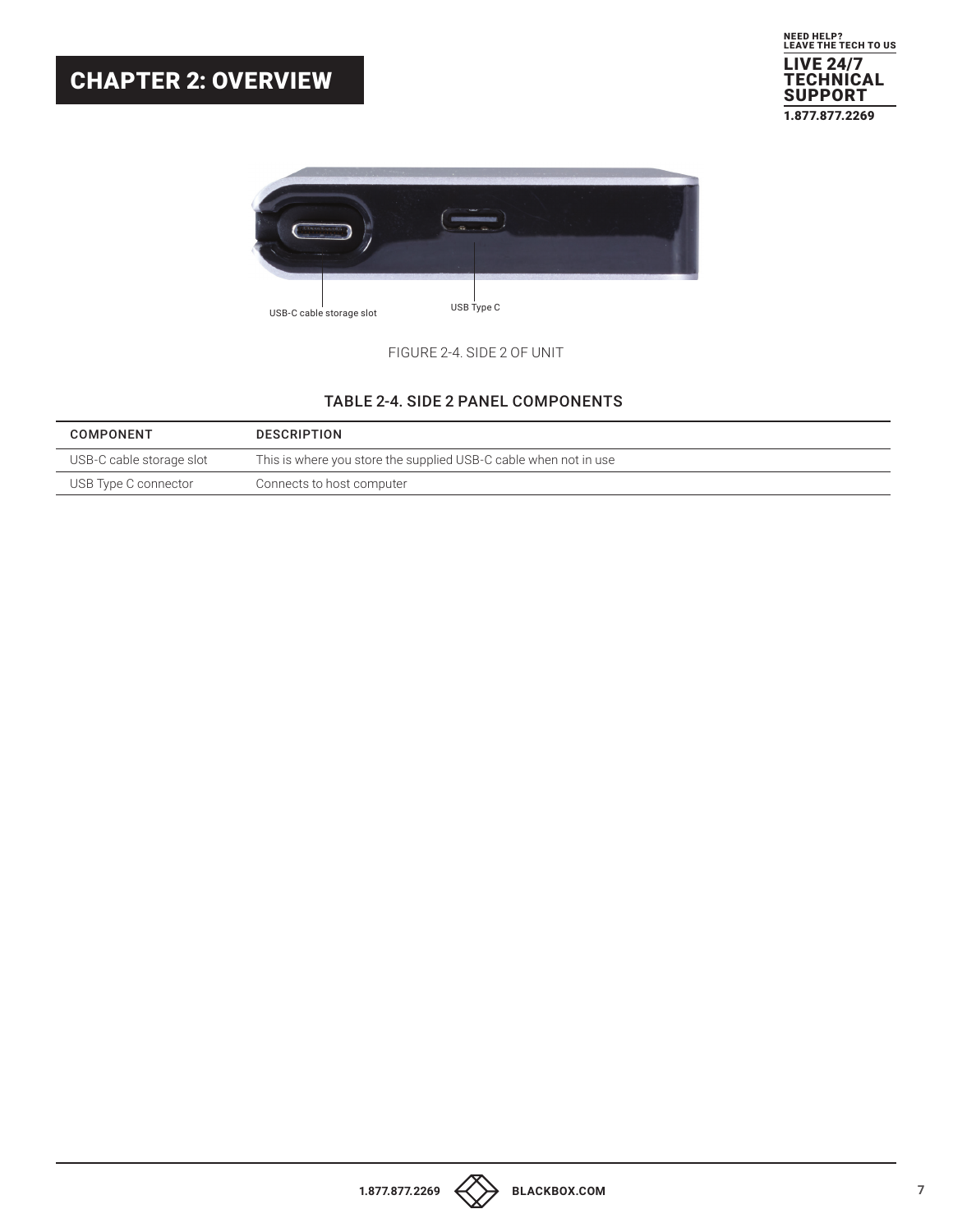# CHAPTER 2: OVERVIEW

USB-C cable storage slot

USB Type C

FIGURE 2-4. SIDE 2 OF UNIT

### TABLE 2-4. SIDE 2 PANEL COMPONENTS

| COMPONENT | DESCRIPTION |
| --- | --- |
| USB-C cable storage slot | This is where you store the supplied USB-C cable when not in use |
| USB Type C connector | Connects to host computer |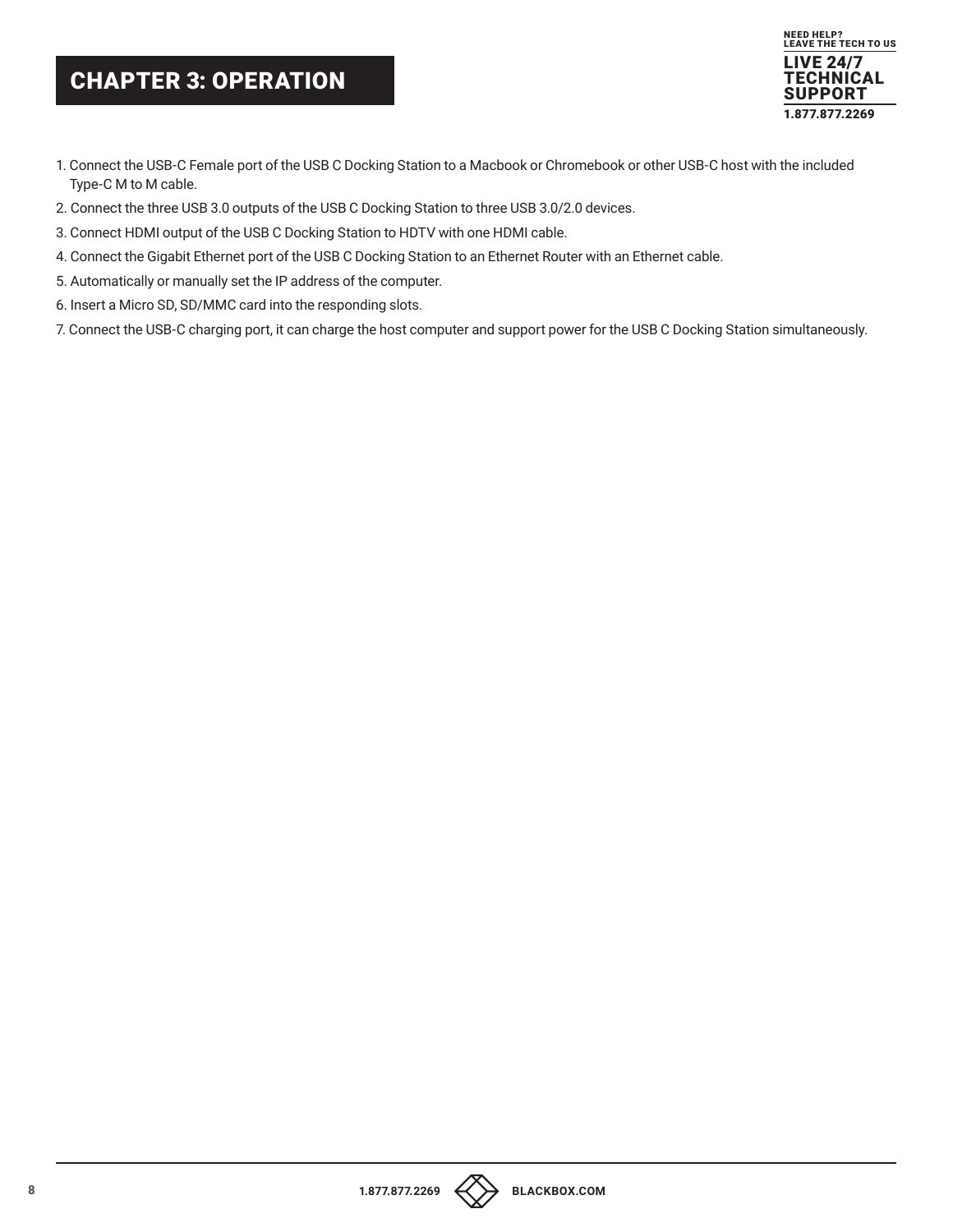# CHAPTER 3: OPERATION

1. Connect the USB-C Female port of the USB C Docking Station to a Macbook or Chromebook or other USB-C host with the included Type-C M to M cable.
2. Connect the three USB 3.0 outputs of the USB C Docking Station to three USB 3.0/2.0 devices.
3. Connect HDMI output of the USB C Docking Station to HDTV with one HDMI cable.
4. Connect the Gigabit Ethernet port of the USB C Docking Station to an Ethernet Router with an Ethernet cable.
5. Automatically or manually set the IP address of the computer.
6. Insert a Micro SD, SD/MMC card into the responding slots.
7. Connect the USB-C charging port, it can charge the host computer and support power for the USB C Docking Station simultaneously.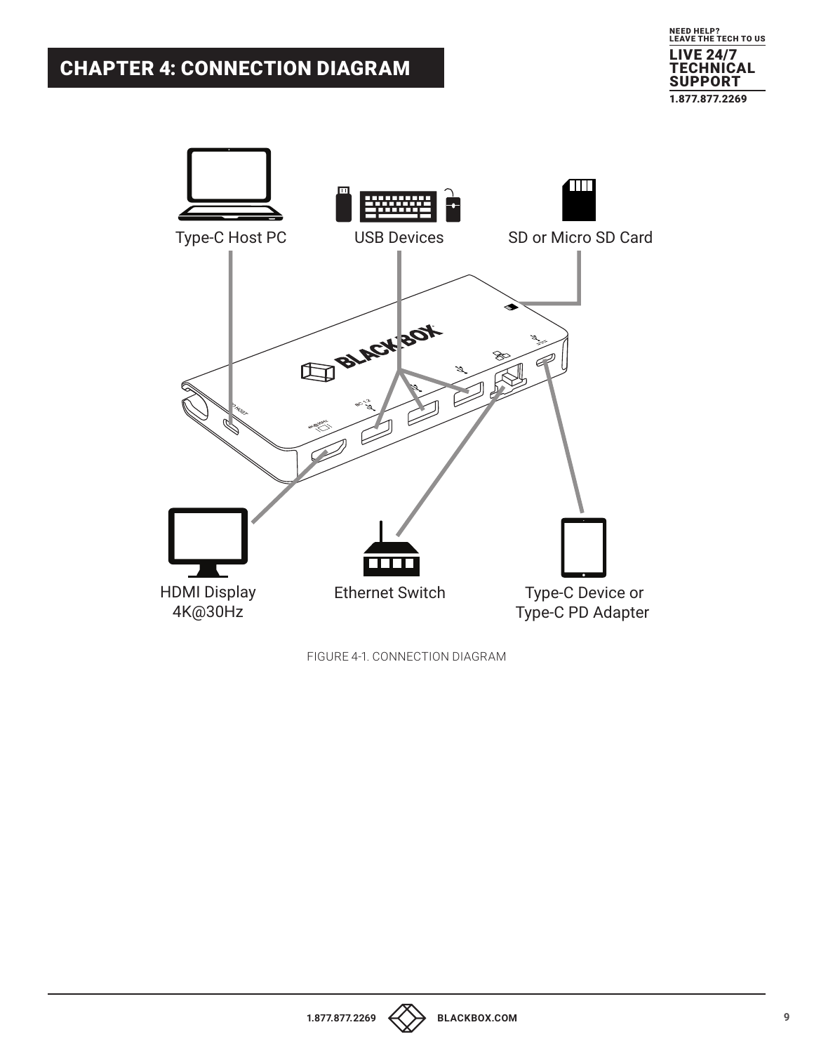# CHAPTER 4: CONNECTION DIAGRAM

Type-C Host PC

USB Devices

SD or Micro SD Card

HDMI Display 4K@30Hz

Ethernet Switch

Type-C Device or Type-C PD Adapter

FIGURE 4-1. CONNECTION DIAGRAM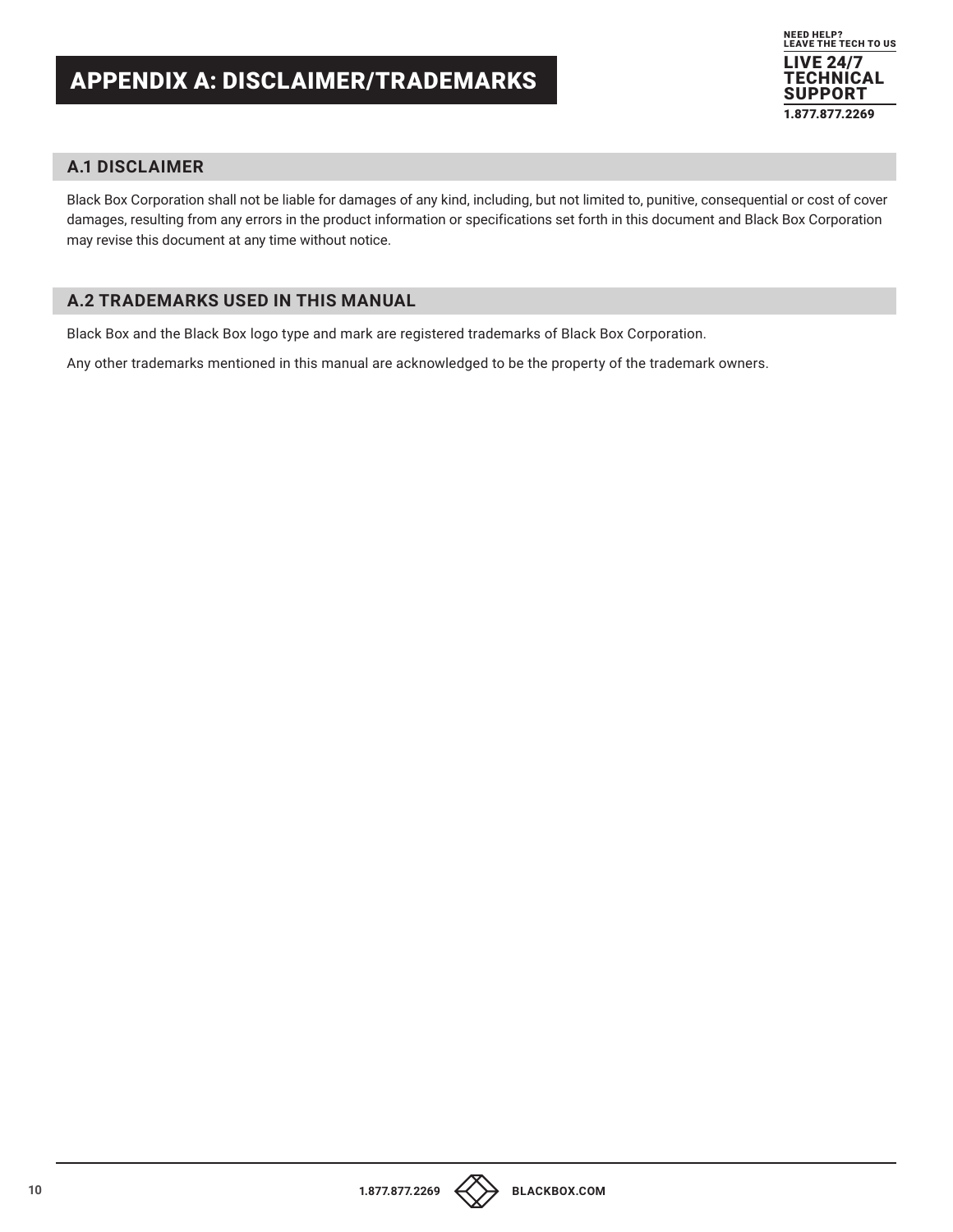# APPENDIX A: DISCLAIMER/TRADEMARKS

## A.1 DISCLAIMER

Black Box Corporation shall not be liable for damages of any kind, including, but not limited to, punitive, consequential or cost of cover damages, resulting from any errors in the product information or specifications set forth in this document and Black Box Corporation may revise this document at any time without notice.

## A.2 TRADEMARKS USED IN THIS MANUAL

Black Box and the Black Box logo type and mark are registered trademarks of Black Box Corporation.

Any other trademarks mentioned in this manual are acknowledged to be the property of the trademark owners.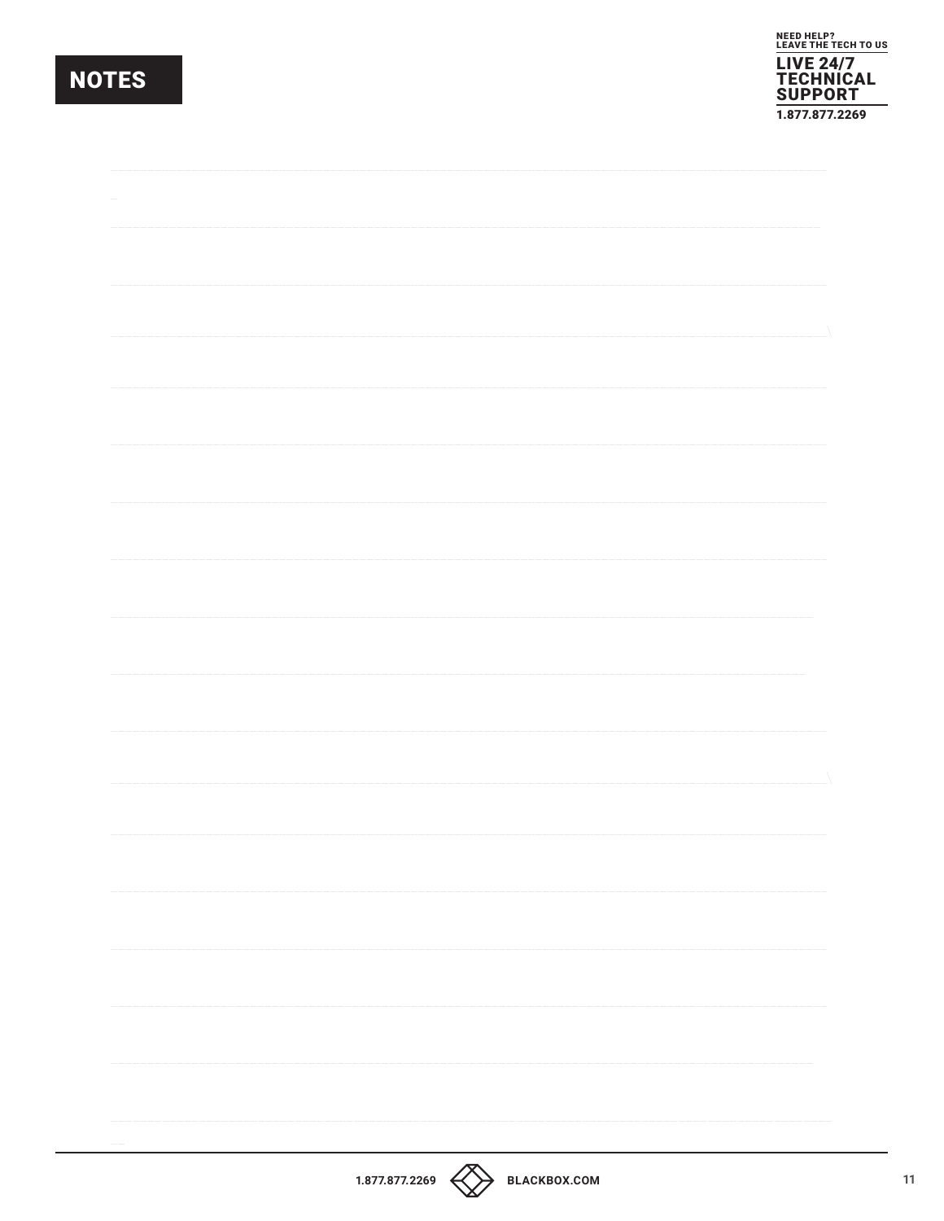# NOTES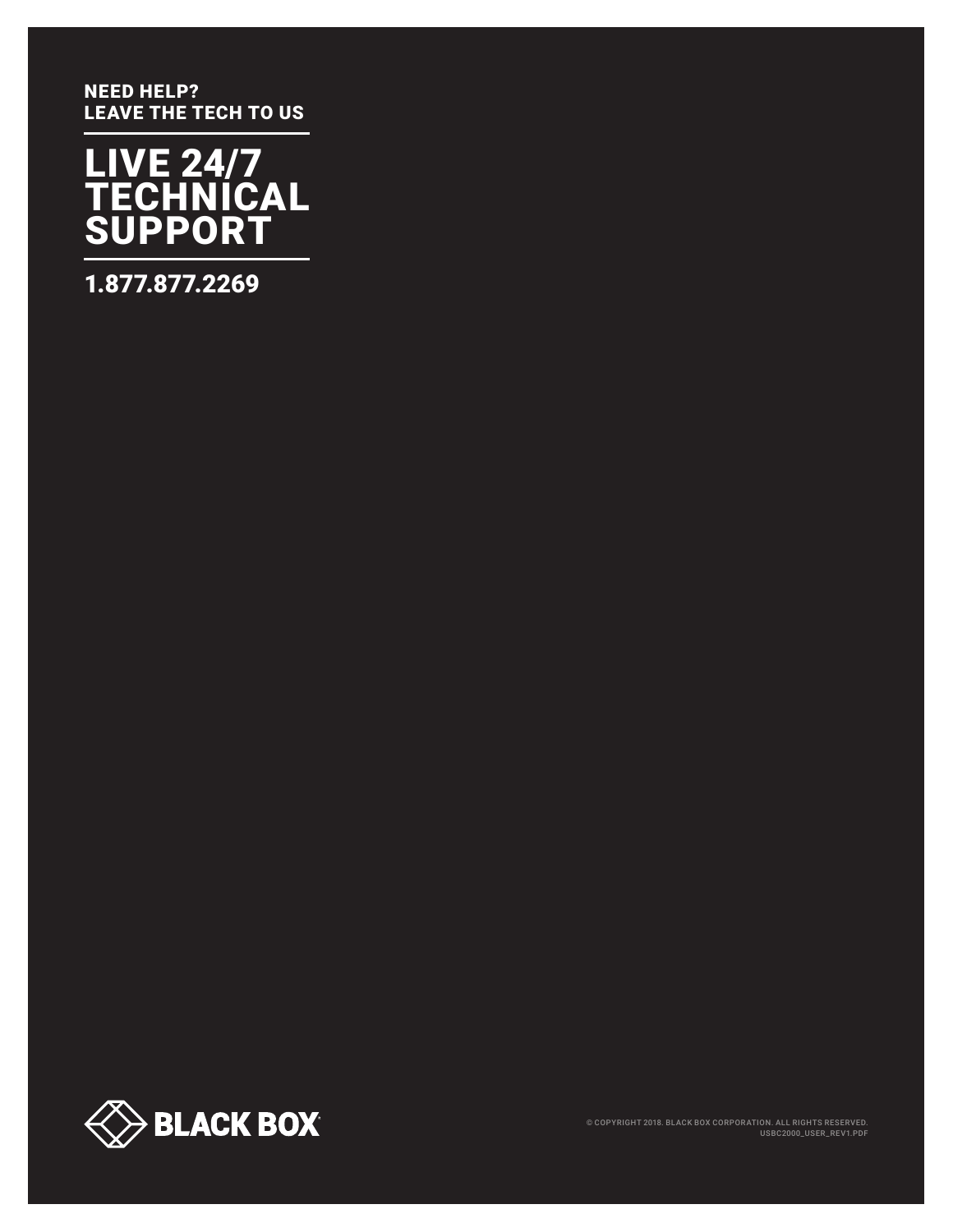NEED HELP?
LEAVE THE TECH TO US

# LIVE 24/7 TECHNICAL SUPPORT

1.877.877.2269

BLACK BOX

© COPYRIGHT 2018. BLACK BOX CORPORATION. ALL RIGHTS RESERVED.
USBC2000_USER_REV1.PDF